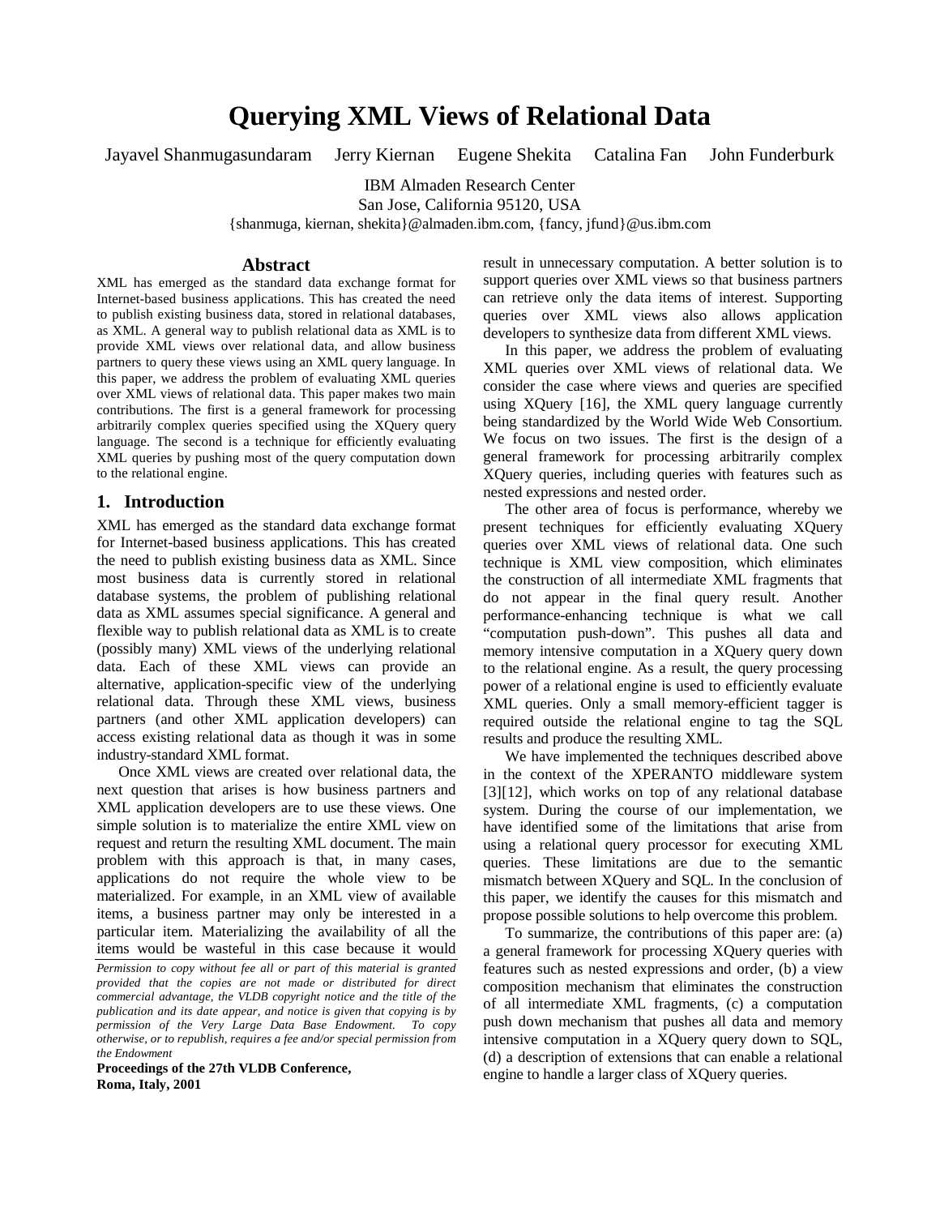# Querying XML Views of Relational Data

Jayavel Shanmugasundaram  Jerry Kiernan  Eugene Shekita  Catalina Fan  John Funderburk

IBM Almaden Research Center
San Jose, California 95120, USA
{shanmuga, kiernan, shekita}@almaden.ibm.com, {fancy, jfund}@us.ibm.com

## Abstract

XML has emerged as the standard data exchange format for Internet-based business applications. This has created the need to publish existing business data, stored in relational databases, as XML. A general way to publish relational data as XML is to provide XML views over relational data, and allow business partners to query these views using an XML query language. In this paper, we address the problem of evaluating XML queries over XML views of relational data. This paper makes two main contributions. The first is a general framework for processing arbitrarily complex queries specified using the XQuery query language. The second is a technique for efficiently evaluating XML queries by pushing most of the query computation down to the relational engine.

## 1. Introduction

XML has emerged as the standard data exchange format for Internet-based business applications. This has created the need to publish existing business data as XML. Since most business data is currently stored in relational database systems, the problem of publishing relational data as XML assumes special significance. A general and flexible way to publish relational data as XML is to create (possibly many) XML views of the underlying relational data. Each of these XML views can provide an alternative, application-specific view of the underlying relational data. Through these XML views, business partners (and other XML application developers) can access existing relational data as though it was in some industry-standard XML format.

Once XML views are created over relational data, the next question that arises is how business partners and XML application developers are to use these views. One simple solution is to materialize the entire XML view on request and return the resulting XML document. The main problem with this approach is that, in many cases, applications do not require the whole view to be materialized. For example, in an XML view of available items, a business partner may only be interested in a particular item. Materializing the availability of all the items would be wasteful in this case because it would result in unnecessary computation. A better solution is to support queries over XML views so that business partners can retrieve only the data items of interest. Supporting queries over XML views also allows application developers to synthesize data from different XML views.

In this paper, we address the problem of evaluating XML queries over XML views of relational data. We consider the case where views and queries are specified using XQuery [16], the XML query language currently being standardized by the World Wide Web Consortium. We focus on two issues. The first is the design of a general framework for processing arbitrarily complex XQuery queries, including queries with features such as nested expressions and nested order.

The other area of focus is performance, whereby we present techniques for efficiently evaluating XQuery queries over XML views of relational data. One such technique is XML view composition, which eliminates the construction of all intermediate XML fragments that do not appear in the final query result. Another performance-enhancing technique is what we call "computation push-down". This pushes all data and memory intensive computation in a XQuery query down to the relational engine. As a result, the query processing power of a relational engine is used to efficiently evaluate XML queries. Only a small memory-efficient tagger is required outside the relational engine to tag the SQL results and produce the resulting XML.

We have implemented the techniques described above in the context of the XPERANTO middleware system [3][12], which works on top of any relational database system. During the course of our implementation, we have identified some of the limitations that arise from using a relational query processor for executing XML queries. These limitations are due to the semantic mismatch between XQuery and SQL. In the conclusion of this paper, we identify the causes for this mismatch and propose possible solutions to help overcome this problem.

To summarize, the contributions of this paper are: (a) a general framework for processing XQuery queries with features such as nested expressions and order, (b) a view composition mechanism that eliminates the construction of all intermediate XML fragments, (c) a computation push down mechanism that pushes all data and memory intensive computation in a XQuery query down to SQL, (d) a description of extensions that can enable a relational engine to handle a larger class of XQuery queries.

*Permission to copy without fee all or part of this material is granted provided that the copies are not made or distributed for direct commercial advantage, the VLDB copyright notice and the title of the publication and its date appear, and notice is given that copying is by permission of the Very Large Data Base Endowment. To copy otherwise, or to republish, requires a fee and/or special permission from the Endowment*

**Proceedings of the 27th VLDB Conference, Roma, Italy, 2001**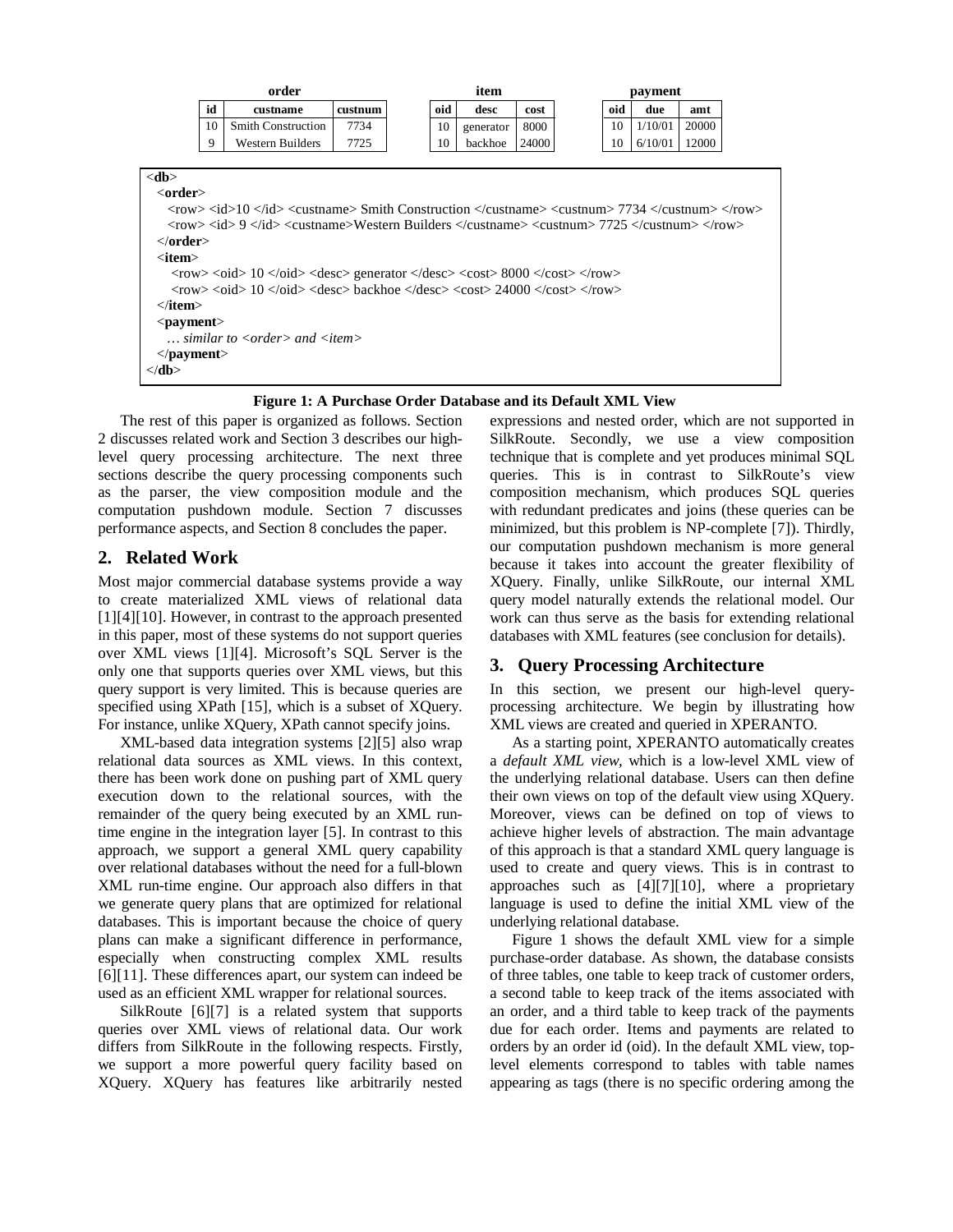**order**

| id | custname | custnum |
|---|---|---|
| 10 | Smith Construction | 7734 |
| 9 | Western Builders | 7725 |

**item**

| oid | desc | cost |
|---|---|---|
| 10 | generator | 8000 |
| 10 | backhoe | 24000 |

**payment**

| oid | due | amt |
|---|---|---|
| 10 | 1/10/01 | 20000 |
| 10 | 6/10/01 | 12000 |

```
<db>
  <order>
    <row> <id>10 </id> <custname> Smith Construction </custname> <custnum> 7734 </custnum> </row>
    <row> <id> 9 </id> <custname>Western Builders </custname> <custnum> 7725 </custnum> </row>
  </order>
  <item>
    <row> <oid> 10 </oid> <desc> generator </desc> <cost> 8000 </cost> </row>
    <row> <oid> 10 </oid> <desc> backhoe </desc> <cost> 24000 </cost> </row>
  </item>
  <payment>
    … similar to <order> and <item>
  </payment>
</db>
```

**Figure 1: A Purchase Order Database and its Default XML View**

The rest of this paper is organized as follows. Section 2 discusses related work and Section 3 describes our high-level query processing architecture. The next three sections describe the query processing components such as the parser, the view composition module and the computation pushdown module. Section 7 discusses performance aspects, and Section 8 concludes the paper.

## 2. Related Work

Most major commercial database systems provide a way to create materialized XML views of relational data [1][4][10]. However, in contrast to the approach presented in this paper, most of these systems do not support queries over XML views [1][4]. Microsoft's SQL Server is the only one that supports queries over XML views, but this query support is very limited. This is because queries are specified using XPath [15], which is a subset of XQuery. For instance, unlike XQuery, XPath cannot specify joins.

XML-based data integration systems [2][5] also wrap relational data sources as XML views. In this context, there has been work done on pushing part of XML query execution down to the relational sources, with the remainder of the query being executed by an XML run-time engine in the integration layer [5]. In contrast to this approach, we support a general XML query capability over relational databases without the need for a full-blown XML run-time engine. Our approach also differs in that we generate query plans that are optimized for relational databases. This is important because the choice of query plans can make a significant difference in performance, especially when constructing complex XML results [6][11]. These differences apart, our system can indeed be used as an efficient XML wrapper for relational sources.

SilkRoute [6][7] is a related system that supports queries over XML views of relational data. Our work differs from SilkRoute in the following respects. Firstly, we support a more powerful query facility based on XQuery. XQuery has features like arbitrarily nested expressions and nested order, which are not supported in SilkRoute. Secondly, we use a view composition technique that is complete and yet produces minimal SQL queries. This is in contrast to SilkRoute's view composition mechanism, which produces SQL queries with redundant predicates and joins (these queries can be minimized, but this problem is NP-complete [7]). Thirdly, our computation pushdown mechanism is more general because it takes into account the greater flexibility of XQuery. Finally, unlike SilkRoute, our internal XML query model naturally extends the relational model. Our work can thus serve as the basis for extending relational databases with XML features (see conclusion for details).

## 3. Query Processing Architecture

In this section, we present our high-level query-processing architecture. We begin by illustrating how XML views are created and queried in XPERANTO.

As a starting point, XPERANTO automatically creates a *default XML view*, which is a low-level XML view of the underlying relational database. Users can then define their own views on top of the default view using XQuery. Moreover, views can be defined on top of views to achieve higher levels of abstraction. The main advantage of this approach is that a standard XML query language is used to create and query views. This is in contrast to approaches such as [4][7][10], where a proprietary language is used to define the initial XML view of the underlying relational database.

Figure 1 shows the default XML view for a simple purchase-order database. As shown, the database consists of three tables, one table to keep track of customer orders, a second table to keep track of the items associated with an order, and a third table to keep track of the payments due for each order. Items and payments are related to orders by an order id (oid). In the default XML view, top-level elements correspond to tables with table names appearing as tags (there is no specific ordering among the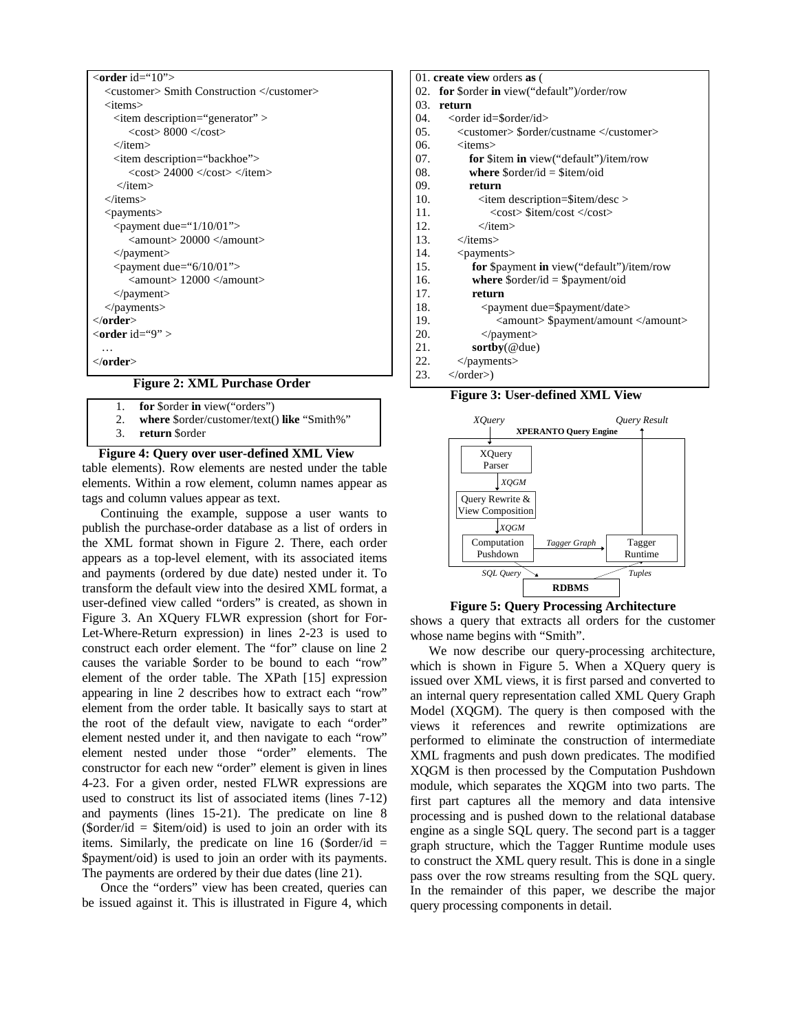```
<order id="10">
  <customer> Smith Construction </customer>
  <items>
    <item description="generator" >
      <cost> 8000 </cost>
    </item>
    <item description="backhoe">
      <cost> 24000 </cost> </item>
    </item>
  </items>
  <payments>
    <payment due="1/10/01">
      <amount> 20000 </amount>
    </payment>
    <payment due="6/10/01">
      <amount> 12000 </amount>
    </payment>
  </payments>
</order>
<order id="9" >
  …
</order>
```

**Figure 2: XML Purchase Order**

```
1.  for $order in view("orders")
2.  where $order/customer/text() like "Smith%"
3.  return $order
```

**Figure 4: Query over user-defined XML View**

table elements). Row elements are nested under the table elements. Within a row element, column names appear as tags and column values appear as text.

Continuing the example, suppose a user wants to publish the purchase-order database as a list of orders in the XML format shown in Figure 2. There, each order appears as a top-level element, with its associated items and payments (ordered by due date) nested under it. To transform the default view into the desired XML format, a user-defined view called "orders" is created, as shown in Figure 3. An XQuery FLWR expression (short for For-Let-Where-Return expression) in lines 2-23 is used to construct each order element. The "for" clause on line 2 causes the variable $order to be bound to each "row" element of the order table. The XPath [15] expression appearing in line 2 describes how to extract each "row" element from the order table. It basically says to start at the root of the default view, navigate to each "order" element nested under it, and then navigate to each "row" element nested under those "order" elements. The constructor for each new "order" element is given in lines 4-23. For a given order, nested FLWR expressions are used to construct its list of associated items (lines 7-12) and payments (lines 15-21). The predicate on line 8 ($order/id = $item/oid) is used to join an order with its items. Similarly, the predicate on line 16 ($order/id = $payment/oid) is used to join an order with its payments. The payments are ordered by their due dates (line 21).

Once the "orders" view has been created, queries can be issued against it. This is illustrated in Figure 4, which

```
01. create view orders as (
02.  for $order in view("default")/order/row
03.  return
04.    <order id=$order/id>
05.      <customer> $order/custname </customer>
06.      <items>
07.        for $item in view("default")/item/row
08.        where $order/id = $item/oid
09.        return
10.          <item description=$item/desc >
11.            <cost> $item/cost </cost>
12.          </item>
13.      </items>
14.      <payments>
15.        for $payment in view("default")/item/row
16.        where $order/id = $payment/oid
17.        return
18.          <payment due=$payment/date>
19.            <amount> $payment/amount </amount>
20.          </payment>
21.        sortby(@due)
22.      </payments>
23.    </order>)
```

**Figure 3: User-defined XML View**

*XQuery* → **XPERANTO Query Engine**: XQuery Parser → *XQGM* → Query Rewrite & View Composition → *XQGM* → Computation Pushdown → *Tagger Graph* → Tagger Runtime → *Query Result*; Computation Pushdown → *SQL Query* → **RDBMS** → *Tuples* → Tagger Runtime

**Figure 5: Query Processing Architecture**

shows a query that extracts all orders for the customer whose name begins with "Smith".

We now describe our query-processing architecture, which is shown in Figure 5. When a XQuery query is issued over XML views, it is first parsed and converted to an internal query representation called XML Query Graph Model (XQGM). The query is then composed with the views it references and rewrite optimizations are performed to eliminate the construction of intermediate XML fragments and push down predicates. The modified XQGM is then processed by the Computation Pushdown module, which separates the XQGM into two parts. The first part captures all the memory and data intensive processing and is pushed down to the relational database engine as a single SQL query. The second part is a tagger graph structure, which the Tagger Runtime module uses to construct the XML query result. This is done in a single pass over the row streams resulting from the SQL query. In the remainder of this paper, we describe the major query processing components in detail.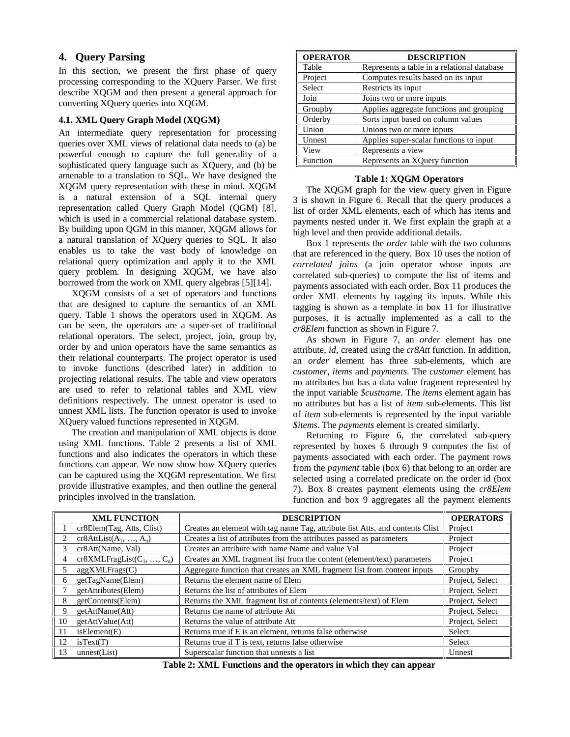## 4. Query Parsing

In this section, we present the first phase of query processing corresponding to the XQuery Parser. We first describe XQGM and then present a general approach for converting XQuery queries into XQGM.

### 4.1. XML Query Graph Model (XQGM)

An intermediate query representation for processing queries over XML views of relational data needs to (a) be powerful enough to capture the full generality of a sophisticated query language such as XQuery, and (b) be amenable to a translation to SQL. We have designed the XQGM query representation with these in mind. XQGM is a natural extension of a SQL internal query representation called Query Graph Model (QGM) [8], which is used in a commercial relational database system. By building upon QGM in this manner, XQGM allows for a natural translation of XQuery queries to SQL. It also enables us to take the vast body of knowledge on relational query optimization and apply it to the XML query problem. In designing XQGM, we have also borrowed from the work on XML query algebras [5][14].

XQGM consists of a set of operators and functions that are designed to capture the semantics of an XML query. Table 1 shows the operators used in XQGM. As can be seen, the operators are a super-set of traditional relational operators. The select, project, join, group by, order by and union operators have the same semantics as their relational counterparts. The project operator is used to invoke functions (described later) in addition to projecting relational results. The table and view operators are used to refer to relational tables and XML view definitions respectively. The unnest operator is used to unnest XML lists. The function operator is used to invoke XQuery valued functions represented in XQGM.

The creation and manipulation of XML objects is done using XML functions. Table 2 presents a list of XML functions and also indicates the operators in which these functions can appear. We now show how XQuery queries can be captured using the XQGM representation. We first provide illustrative examples, and then outline the general principles involved in the translation.

| OPERATOR | DESCRIPTION |
|---|---|
| Table | Represents a table in a relational database |
| Project | Computes results based on its input |
| Select | Restricts its input |
| Join | Joins two or more inputs |
| Groupby | Applies aggregate functions and grouping |
| Orderby | Sorts input based on column values |
| Union | Unions two or more inputs |
| Unnest | Applies super-scalar functions to input |
| View | Represents a view |
| Function | Represents an XQuery function |

**Table 1: XQGM Operators**

The XQGM graph for the view query given in Figure 3 is shown in Figure 6. Recall that the query produces a list of order XML elements, each of which has items and payments nested under it. We first explain the graph at a high level and then provide additional details.

Box 1 represents the *order* table with the two columns that are referenced in the query. Box 10 uses the notion of *correlated joins* (a join operator whose inputs are correlated sub-queries) to compute the list of items and payments associated with each order. Box 11 produces the order XML elements by tagging its inputs. While this tagging is shown as a template in box 11 for illustrative purposes, it is actually implemented as a call to the *cr8Elem* function as shown in Figure 7.

As shown in Figure 7, an *order* element has one attribute, *id*, created using the *cr8Att* function. In addition, an *order* element has three sub-elements, which are *customer*, *items* and *payments*. The *customer* element has no attributes but has a data value fragment represented by the input variable *$custname*. The *items* element again has no attributes but has a list of *item* sub-elements. This list of *item* sub-elements is represented by the input variable *$items*. The *payments* element is created similarly.

Returning to Figure 6, the correlated sub-query represented by boxes 6 through 9 computes the list of payments associated with each order. The payment rows from the *payment* table (box 6) that belong to an order are selected using a correlated predicate on the order id (box 7). Box 8 creates payment elements using the *cr8Elem* function and box 9 aggregates all the payment elements

| | XML FUNCTION | DESCRIPTION | OPERATORS |
|---|---|---|---|
| 1 | cr8Elem(Tag, Atts, Clist) | Creates an element with tag name Tag, attribute list Atts, and contents Clist | Project |
| 2 | cr8AttList($A_1$, …, $A_n$) | Creates a list of attributes from the attributes passed as parameters | Project |
| 3 | cr8Att(Name, Val) | Creates an attribute with name Name and value Val | Project |
| 4 | cr8XMLFragList($C_1$, …, $C_n$) | Creates an XML fragment list from the content (element/text) parameters | Project |
| 5 | aggXMLFrags(C) | Aggregate function that creates an XML fragment list from content inputs | Groupby |
| 6 | getTagName(Elem) | Returns the element name of Elem | Project, Select |
| 7 | getAttributes(Elem) | Returns the list of attributes of Elem | Project, Select |
| 8 | getContents(Elem) | Returns the XML fragment list of contents (elements/text) of Elem | Project, Select |
| 9 | getAttName(Att) | Returns the name of attribute Att | Project, Select |
| 10 | getAttValue(Att) | Returns the value of attribute Att | Project, Select |
| 11 | isElement(E) | Returns true if E is an element, returns false otherwise | Select |
| 12 | isText(T) | Returns true if T is text, returns false otherwise | Select |
| 13 | unnest(List) | Superscalar function that unnests a list | Unnest |

**Table 2: XML Functions and the operators in which they can appear**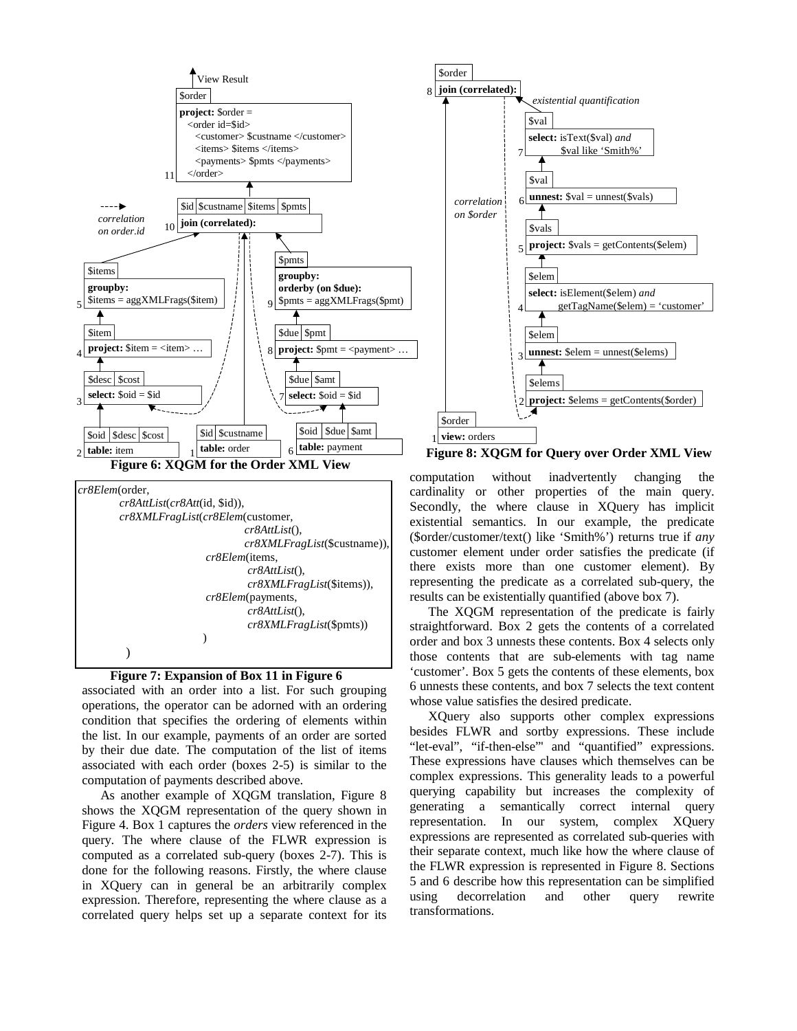**Figure 6: XQGM for the Order XML View**

```
cr8Elem(order,
        cr8AttList(cr8Att(id, $id)),
        cr8XMLFragList(cr8Elem(customer,
                                cr8AttList(),
                                cr8XMLFragList($custname)),
                       cr8Elem(items,
                                cr8AttList(),
                                cr8XMLFragList($items)),
                       cr8Elem(payments,
                                cr8AttList(),
                                cr8XMLFragList($pmts))
                      )
       )
```

**Figure 7: Expansion of Box 11 in Figure 6**

associated with an order into a list. For such grouping operations, the operator can be adorned with an ordering condition that specifies the ordering of elements within the list. In our example, payments of an order are sorted by their due date. The computation of the list of items associated with each order (boxes 2-5) is similar to the computation of payments described above.

As another example of XQGM translation, Figure 8 shows the XQGM representation of the query shown in Figure 4. Box 1 captures the *orders* view referenced in the query. The where clause of the FLWR expression is computed as a correlated sub-query (boxes 2-7). This is done for the following reasons. Firstly, the where clause in XQuery can in general be an arbitrarily complex expression. Therefore, representing the where clause as a correlated query helps set up a separate context for its computation without inadvertently changing the cardinality or other properties of the main query. Secondly, the where clause in XQuery has implicit existential semantics. In our example, the predicate ($order/customer/text() like 'Smith%') returns true if *any* customer element under order satisfies the predicate (if there exists more than one customer element). By representing the predicate as a correlated sub-query, the results can be existentially quantified (above box 7).

**Figure 8: XQGM for Query over Order XML View**

The XQGM representation of the predicate is fairly straightforward. Box 2 gets the contents of a correlated order and box 3 unnests these contents. Box 4 selects only those contents that are sub-elements with tag name 'customer'. Box 5 gets the contents of these elements, box 6 unnests these contents, and box 7 selects the text content whose value satisfies the desired predicate.

XQuery also supports other complex expressions besides FLWR and sortby expressions. These include "let-eval", "if-then-else"' and "quantified" expressions. These expressions have clauses which themselves can be complex expressions. This generality leads to a powerful querying capability but increases the complexity of generating a semantically correct internal query representation. In our system, complex XQuery expressions are represented as correlated sub-queries with their separate context, much like how the where clause of the FLWR expression is represented in Figure 8. Sections 5 and 6 describe how this representation can be simplified using decorrelation and other query rewrite transformations.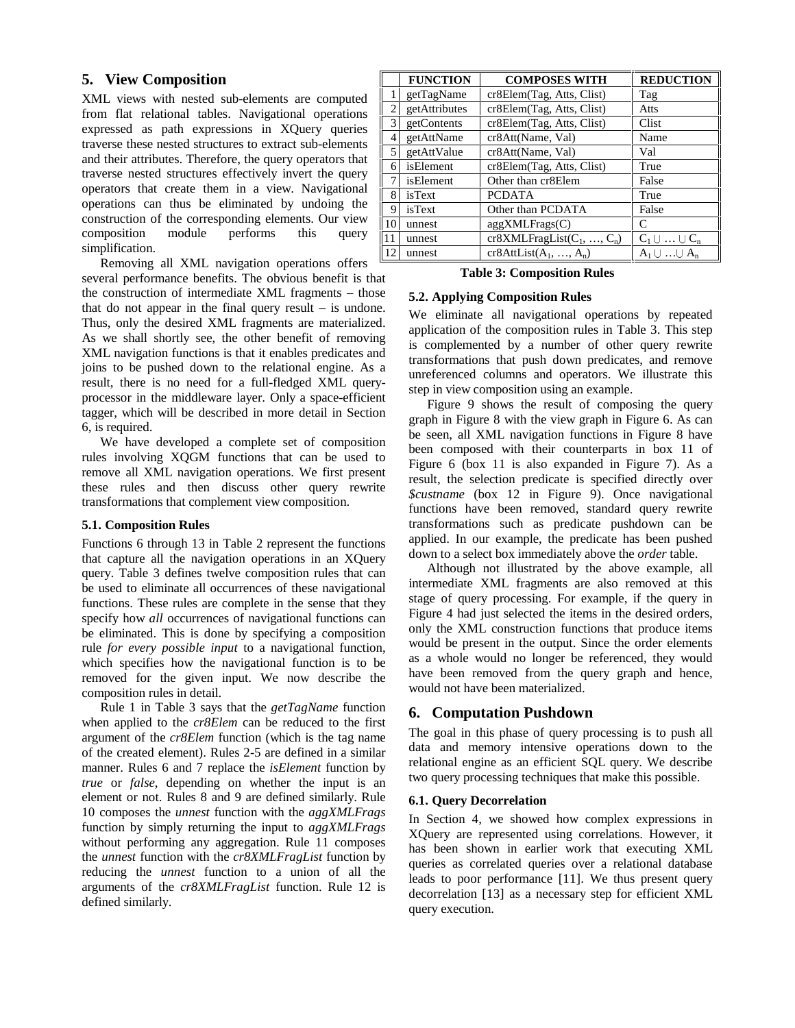## 5. View Composition

XML views with nested sub-elements are computed from flat relational tables. Navigational operations expressed as path expressions in XQuery queries traverse these nested structures to extract sub-elements and their attributes. Therefore, the query operators that traverse nested structures effectively invert the query operators that create them in a view. Navigational operations can thus be eliminated by undoing the construction of the corresponding elements. Our view composition module performs this query simplification.

Removing all XML navigation operations offers several performance benefits. The obvious benefit is that the construction of intermediate XML fragments – those that do not appear in the final query result – is undone. Thus, only the desired XML fragments are materialized. As we shall shortly see, the other benefit of removing XML navigation functions is that it enables predicates and joins to be pushed down to the relational engine. As a result, there is no need for a full-fledged XML query-processor in the middleware layer. Only a space-efficient tagger, which will be described in more detail in Section 6, is required.

We have developed a complete set of composition rules involving XQGM functions that can be used to remove all XML navigation operations. We first present these rules and then discuss other query rewrite transformations that complement view composition.

### 5.1. Composition Rules

Functions 6 through 13 in Table 2 represent the functions that capture all the navigation operations in an XQuery query. Table 3 defines twelve composition rules that can be used to eliminate all occurrences of these navigational functions. These rules are complete in the sense that they specify how *all* occurrences of navigational functions can be eliminated. This is done by specifying a composition rule *for every possible input* to a navigational function, which specifies how the navigational function is to be removed for the given input. We now describe the composition rules in detail.

Rule 1 in Table 3 says that the *getTagName* function when applied to the *cr8Elem* can be reduced to the first argument of the *cr8Elem* function (which is the tag name of the created element). Rules 2-5 are defined in a similar manner. Rules 6 and 7 replace the *isElement* function by *true* or *false*, depending on whether the input is an element or not. Rules 8 and 9 are defined similarly. Rule 10 composes the *unnest* function with the *aggXMLFrags* function by simply returning the input to *aggXMLFrags* without performing any aggregation. Rule 11 composes the *unnest* function with the *cr8XMLFragList* function by reducing the *unnest* function to a union of all the arguments of the *cr8XMLFragList* function. Rule 12 is defined similarly.

| | FUNCTION | COMPOSES WITH | REDUCTION |
|---|---|---|---|
| 1 | getTagName | cr8Elem(Tag, Atts, Clist) | Tag |
| 2 | getAttributes | cr8Elem(Tag, Atts, Clist) | Atts |
| 3 | getContents | cr8Elem(Tag, Atts, Clist) | Clist |
| 4 | getAttName | cr8Att(Name, Val) | Name |
| 5 | getAttValue | cr8Att(Name, Val) | Val |
| 6 | isElement | cr8Elem(Tag, Atts, Clist) | True |
| 7 | isElement | Other than cr8Elem | False |
| 8 | isText | PCDATA | True |
| 9 | isText | Other than PCDATA | False |
| 10 | unnest | aggXMLFrags(C) | C |
| 11 | unnest | cr8XMLFragList($C_1$, …, $C_n$) | $C_1 \cup \ldots \cup C_n$ |
| 12 | unnest | cr8AttList($A_1$, …, $A_n$) | $A_1 \cup \ldots \cup A_n$ |

**Table 3: Composition Rules**

### 5.2. Applying Composition Rules

We eliminate all navigational operations by repeated application of the composition rules in Table 3. This step is complemented by a number of other query rewrite transformations that push down predicates, and remove unreferenced columns and operators. We illustrate this step in view composition using an example.

Figure 9 shows the result of composing the query graph in Figure 8 with the view graph in Figure 6. As can be seen, all XML navigation functions in Figure 8 have been composed with their counterparts in box 11 of Figure 6 (box 11 is also expanded in Figure 7). As a result, the selection predicate is specified directly over *$custname* (box 12 in Figure 9). Once navigational functions have been removed, standard query rewrite transformations such as predicate pushdown can be applied. In our example, the predicate has been pushed down to a select box immediately above the *order* table.

Although not illustrated by the above example, all intermediate XML fragments are also removed at this stage of query processing. For example, if the query in Figure 4 had just selected the items in the desired orders, only the XML construction functions that produce items would be present in the output. Since the order elements as a whole would no longer be referenced, they would have been removed from the query graph and hence, would not have been materialized.

## 6. Computation Pushdown

The goal in this phase of query processing is to push all data and memory intensive operations down to the relational engine as an efficient SQL query. We describe two query processing techniques that make this possible.

### 6.1. Query Decorrelation

In Section 4, we showed how complex expressions in XQuery are represented using correlations. However, it has been shown in earlier work that executing XML queries as correlated queries over a relational database leads to poor performance [11]. We thus present query decorrelation [13] as a necessary step for efficient XML query execution.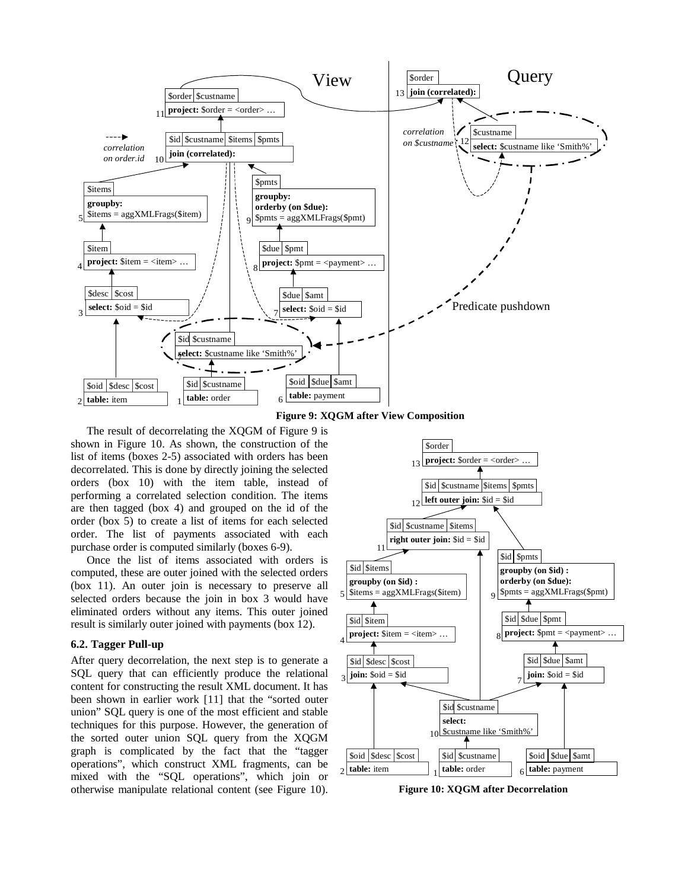**Figure 9: XQGM after View Composition**

The result of decorrelating the XQGM of Figure 9 is shown in Figure 10. As shown, the construction of the list of items (boxes 2-5) associated with orders has been decorrelated. This is done by directly joining the selected orders (box 10) with the item table, instead of performing a correlated selection condition. The items are then tagged (box 4) and grouped on the id of the order (box 5) to create a list of items for each selected order. The list of payments associated with each purchase order is computed similarly (boxes 6-9).

Once the list of items associated with orders is computed, these are outer joined with the selected orders (box 11). An outer join is necessary to preserve all selected orders because the join in box 3 would have eliminated orders without any items. This outer joined result is similarly outer joined with payments (box 12).

### 6.2. Tagger Pull-up

After query decorrelation, the next step is to generate a SQL query that can efficiently produce the relational content for constructing the result XML document. It has been shown in earlier work [11] that the "sorted outer union" SQL query is one of the most efficient and stable techniques for this purpose. However, the generation of the sorted outer union SQL query from the XQGM graph is complicated by the fact that the "tagger operations", which construct XML fragments, can be mixed with the "SQL operations", which join or otherwise manipulate relational content (see Figure 10).

**Figure 10: XQGM after Decorrelation**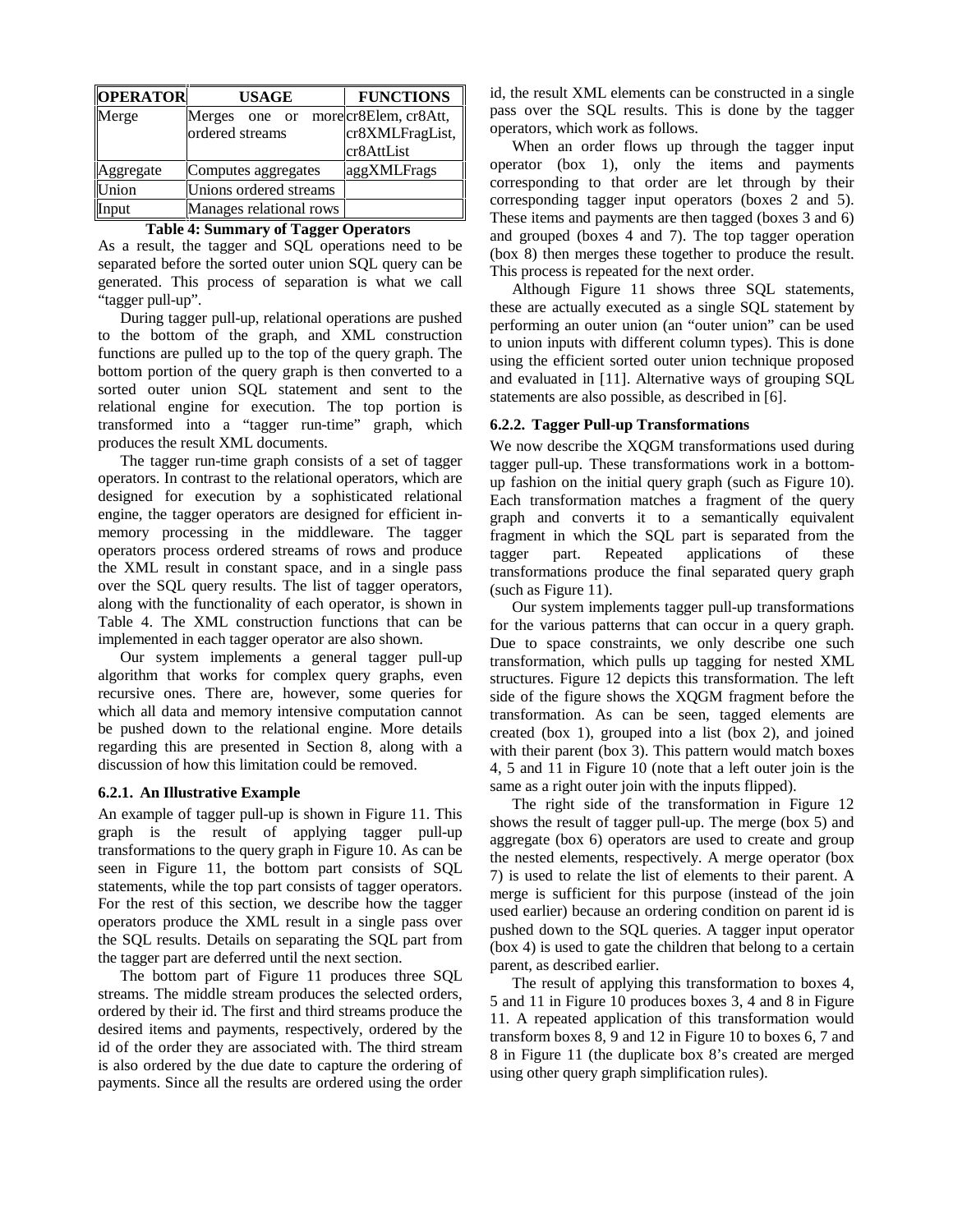| OPERATOR | USAGE | FUNCTIONS |
|---|---|---|
| Merge | Merges one or more ordered streams | cr8Elem, cr8Att, cr8XMLFragList, cr8AttList |
| Aggregate | Computes aggregates | aggXMLFrags |
| Union | Unions ordered streams | |
| Input | Manages relational rows | |

**Table 4: Summary of Tagger Operators**

As a result, the tagger and SQL operations need to be separated before the sorted outer union SQL query can be generated. This process of separation is what we call "tagger pull-up".

During tagger pull-up, relational operations are pushed to the bottom of the graph, and XML construction functions are pulled up to the top of the query graph. The bottom portion of the query graph is then converted to a sorted outer union SQL statement and sent to the relational engine for execution. The top portion is transformed into a "tagger run-time" graph, which produces the result XML documents.

The tagger run-time graph consists of a set of tagger operators. In contrast to the relational operators, which are designed for execution by a sophisticated relational engine, the tagger operators are designed for efficient in-memory processing in the middleware. The tagger operators process ordered streams of rows and produce the XML result in constant space, and in a single pass over the SQL query results. The list of tagger operators, along with the functionality of each operator, is shown in Table 4. The XML construction functions that can be implemented in each tagger operator are also shown.

Our system implements a general tagger pull-up algorithm that works for complex query graphs, even recursive ones. There are, however, some queries for which all data and memory intensive computation cannot be pushed down to the relational engine. More details regarding this are presented in Section 8, along with a discussion of how this limitation could be removed.

#### 6.2.1. An Illustrative Example

An example of tagger pull-up is shown in Figure 11. This graph is the result of applying tagger pull-up transformations to the query graph in Figure 10. As can be seen in Figure 11, the bottom part consists of SQL statements, while the top part consists of tagger operators. For the rest of this section, we describe how the tagger operators produce the XML result in a single pass over the SQL results. Details on separating the SQL part from the tagger part are deferred until the next section.

The bottom part of Figure 11 produces three SQL streams. The middle stream produces the selected orders, ordered by their id. The first and third streams produce the desired items and payments, respectively, ordered by the id of the order they are associated with. The third stream is also ordered by the due date to capture the ordering of payments. Since all the results are ordered using the order id, the result XML elements can be constructed in a single pass over the SQL results. This is done by the tagger operators, which work as follows.

When an order flows up through the tagger input operator (box 1), only the items and payments corresponding to that order are let through by their corresponding tagger input operators (boxes 2 and 5). These items and payments are then tagged (boxes 3 and 6) and grouped (boxes 4 and 7). The top tagger operation (box 8) then merges these together to produce the result. This process is repeated for the next order.

Although Figure 11 shows three SQL statements, these are actually executed as a single SQL statement by performing an outer union (an "outer union" can be used to union inputs with different column types). This is done using the efficient sorted outer union technique proposed and evaluated in [11]. Alternative ways of grouping SQL statements are also possible, as described in [6].

#### 6.2.2. Tagger Pull-up Transformations

We now describe the XQGM transformations used during tagger pull-up. These transformations work in a bottom-up fashion on the initial query graph (such as Figure 10). Each transformation matches a fragment of the query graph and converts it to a semantically equivalent fragment in which the SQL part is separated from the tagger part. Repeated applications of these transformations produce the final separated query graph (such as Figure 11).

Our system implements tagger pull-up transformations for the various patterns that can occur in a query graph. Due to space constraints, we only describe one such transformation, which pulls up tagging for nested XML structures. Figure 12 depicts this transformation. The left side of the figure shows the XQGM fragment before the transformation. As can be seen, tagged elements are created (box 1), grouped into a list (box 2), and joined with their parent (box 3). This pattern would match boxes 4, 5 and 11 in Figure 10 (note that a left outer join is the same as a right outer join with the inputs flipped).

The right side of the transformation in Figure 12 shows the result of tagger pull-up. The merge (box 5) and aggregate (box 6) operators are used to create and group the nested elements, respectively. A merge operator (box 7) is used to relate the list of elements to their parent. A merge is sufficient for this purpose (instead of the join used earlier) because an ordering condition on parent id is pushed down to the SQL queries. A tagger input operator (box 4) is used to gate the children that belong to a certain parent, as described earlier.

The result of applying this transformation to boxes 4, 5 and 11 in Figure 10 produces boxes 3, 4 and 8 in Figure 11. A repeated application of this transformation would transform boxes 8, 9 and 12 in Figure 10 to boxes 6, 7 and 8 in Figure 11 (the duplicate box 8's created are merged using other query graph simplification rules).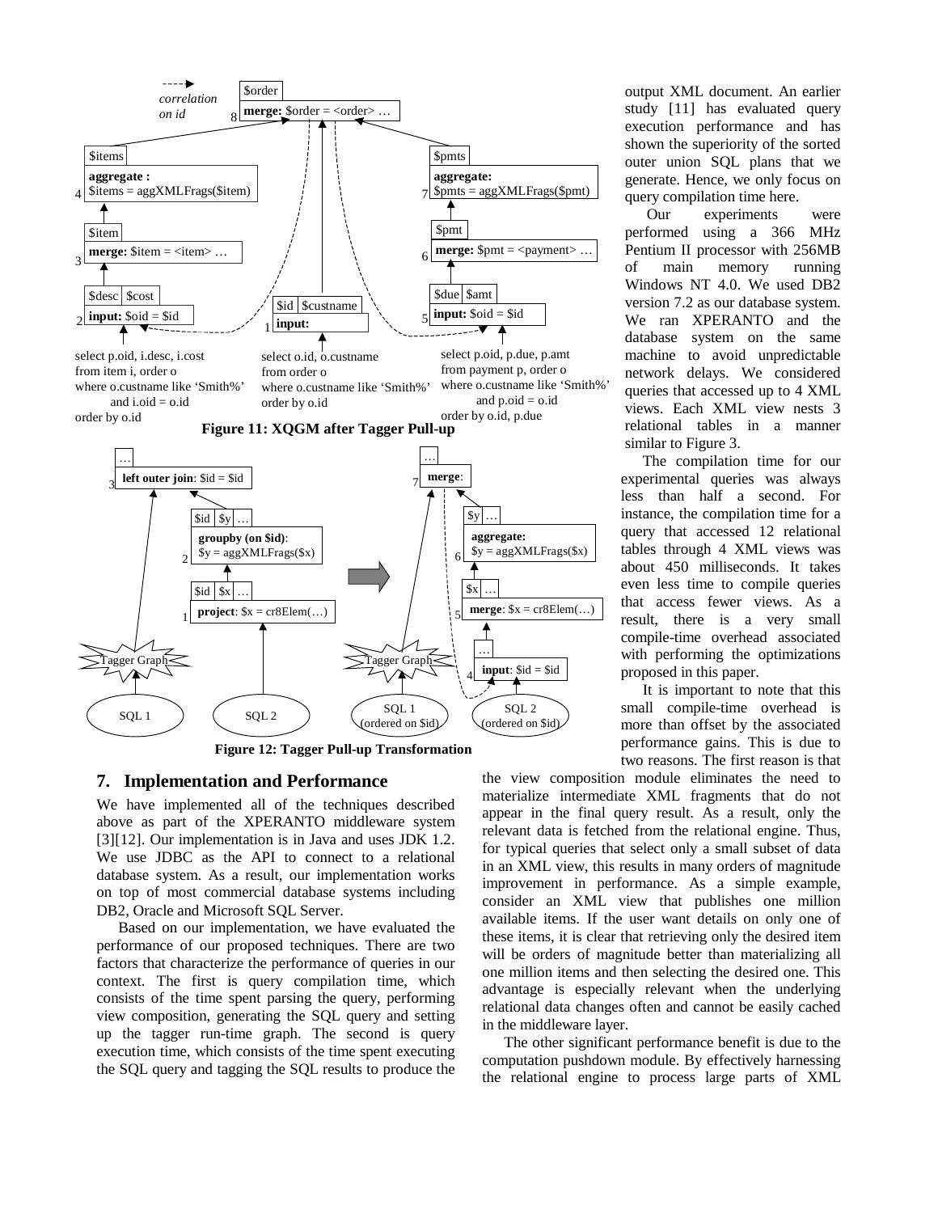Figure 11: XQGM after Tagger Pull-up

Figure 12: Tagger Pull-up Transformation

output XML document. An earlier study [11] has evaluated query execution performance and has shown the superiority of the sorted outer union SQL plans that we generate. Hence, we only focus on query compilation time here.

Our experiments were performed using a 366 MHz Pentium II processor with 256MB of main memory running Windows NT 4.0. We used DB2 version 7.2 as our database system. We ran XPERANTO and the database system on the same machine to avoid unpredictable network delays. We considered queries that accessed up to 4 XML views. Each XML view nests 3 relational tables in a manner similar to Figure 3.

The compilation time for our experimental queries was always less than half a second. For instance, the compilation time for a query that accessed 12 relational tables through 4 XML views was about 450 milliseconds. It takes even less time to compile queries that access fewer views. As a result, there is a very small compile-time overhead associated with performing the optimizations proposed in this paper.

It is important to note that this small compile-time overhead is more than offset by the associated performance gains. This is due to two reasons. The first reason is that the view composition module eliminates the need to materialize intermediate XML fragments that do not appear in the final query result. As a result, only the relevant data is fetched from the relational engine. Thus, for typical queries that select only a small subset of data in an XML view, this results in many orders of magnitude improvement in performance. As a simple example, consider an XML view that publishes one million available items. If the user want details on only one of these items, it is clear that retrieving only the desired item will be orders of magnitude better than materializing all one million items and then selecting the desired one. This advantage is especially relevant when the underlying relational data changes often and cannot be easily cached in the middleware layer.

The other significant performance benefit is due to the computation pushdown module. By effectively harnessing the relational engine to process large parts of XML

## 7. Implementation and Performance

We have implemented all of the techniques described above as part of the XPERANTO middleware system [3][12]. Our implementation is in Java and uses JDK 1.2. We use JDBC as the API to connect to a relational database system. As a result, our implementation works on top of most commercial database systems including DB2, Oracle and Microsoft SQL Server.

Based on our implementation, we have evaluated the performance of our proposed techniques. There are two factors that characterize the performance of queries in our context. The first is query compilation time, which consists of the time spent parsing the query, performing view composition, generating the SQL query and setting up the tagger run-time graph. The second is query execution time, which consists of the time spent executing the SQL query and tagging the SQL results to produce the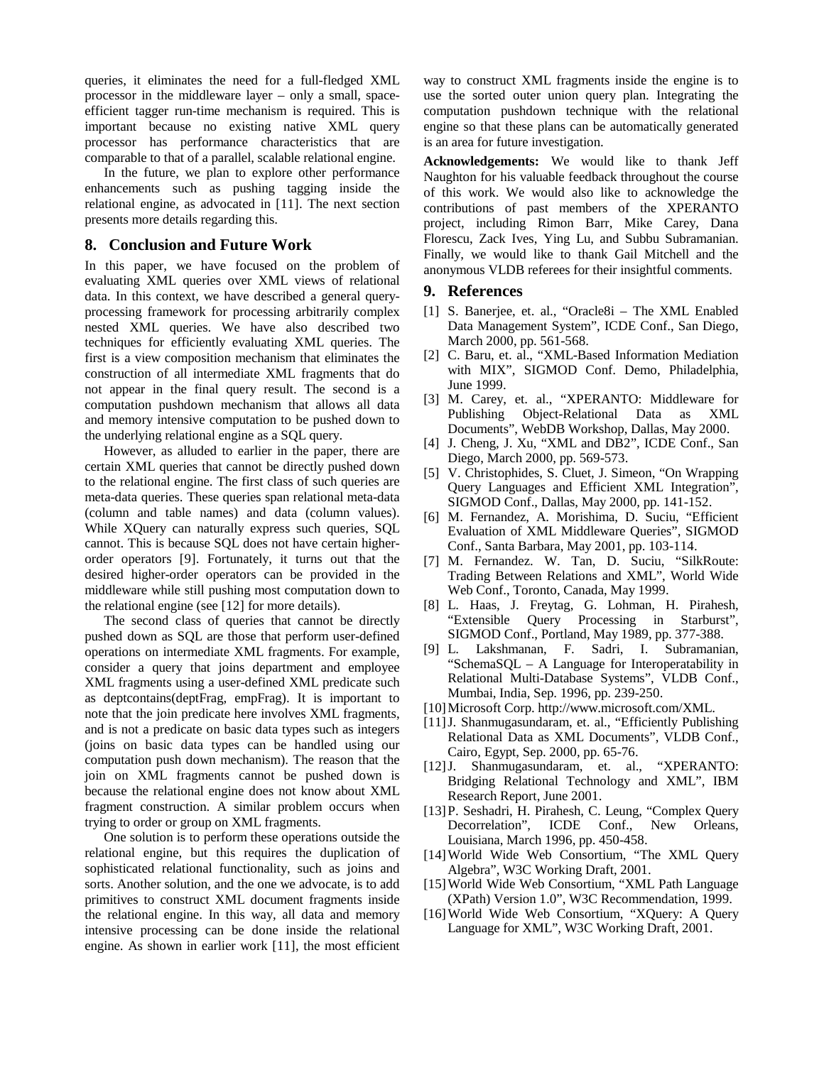queries, it eliminates the need for a full-fledged XML processor in the middleware layer – only a small, space-efficient tagger run-time mechanism is required. This is important because no existing native XML query processor has performance characteristics that are comparable to that of a parallel, scalable relational engine.

In the future, we plan to explore other performance enhancements such as pushing tagging inside the relational engine, as advocated in [11]. The next section presents more details regarding this.

## 8. Conclusion and Future Work

In this paper, we have focused on the problem of evaluating XML queries over XML views of relational data. In this context, we have described a general query-processing framework for processing arbitrarily complex nested XML queries. We have also described two techniques for efficiently evaluating XML queries. The first is a view composition mechanism that eliminates the construction of all intermediate XML fragments that do not appear in the final query result. The second is a computation pushdown mechanism that allows all data and memory intensive computation to be pushed down to the underlying relational engine as a SQL query.

However, as alluded to earlier in the paper, there are certain XML queries that cannot be directly pushed down to the relational engine. The first class of such queries are meta-data queries. These queries span relational meta-data (column and table names) and data (column values). While XQuery can naturally express such queries, SQL cannot. This is because SQL does not have certain higher-order operators [9]. Fortunately, it turns out that the desired higher-order operators can be provided in the middleware while still pushing most computation down to the relational engine (see [12] for more details).

The second class of queries that cannot be directly pushed down as SQL are those that perform user-defined operations on intermediate XML fragments. For example, consider a query that joins department and employee XML fragments using a user-defined XML predicate such as deptcontains(deptFrag, empFrag). It is important to note that the join predicate here involves XML fragments, and is not a predicate on basic data types such as integers (joins on basic data types can be handled using our computation push down mechanism). The reason that the join on XML fragments cannot be pushed down is because the relational engine does not know about XML fragment construction. A similar problem occurs when trying to order or group on XML fragments.

One solution is to perform these operations outside the relational engine, but this requires the duplication of sophisticated relational functionality, such as joins and sorts. Another solution, and the one we advocate, is to add primitives to construct XML document fragments inside the relational engine. In this way, all data and memory intensive processing can be done inside the relational engine. As shown in earlier work [11], the most efficient way to construct XML fragments inside the engine is to use the sorted outer union query plan. Integrating the computation pushdown technique with the relational engine so that these plans can be automatically generated is an area for future investigation.

**Acknowledgements:** We would like to thank Jeff Naughton for his valuable feedback throughout the course of this work. We would also like to acknowledge the contributions of past members of the XPERANTO project, including Rimon Barr, Mike Carey, Dana Florescu, Zack Ives, Ying Lu, and Subbu Subramanian. Finally, we would like to thank Gail Mitchell and the anonymous VLDB referees for their insightful comments.

## 9. References

[1] S. Banerjee, et. al., "Oracle8i – The XML Enabled Data Management System", ICDE Conf., San Diego, March 2000, pp. 561-568.

[2] C. Baru, et. al., "XML-Based Information Mediation with MIX", SIGMOD Conf. Demo, Philadelphia, June 1999.

[3] M. Carey, et. al., "XPERANTO: Middleware for Publishing Object-Relational Data as XML Documents", WebDB Workshop, Dallas, May 2000.

[4] J. Cheng, J. Xu, "XML and DB2", ICDE Conf., San Diego, March 2000, pp. 569-573.

[5] V. Christophides, S. Cluet, J. Simeon, "On Wrapping Query Languages and Efficient XML Integration", SIGMOD Conf., Dallas, May 2000, pp. 141-152.

[6] M. Fernandez, A. Morishima, D. Suciu, "Efficient Evaluation of XML Middleware Queries", SIGMOD Conf., Santa Barbara, May 2001, pp. 103-114.

[7] M. Fernandez. W. Tan, D. Suciu, "SilkRoute: Trading Between Relations and XML", World Wide Web Conf., Toronto, Canada, May 1999.

[8] L. Haas, J. Freytag, G. Lohman, H. Pirahesh, "Extensible Query Processing in Starburst", SIGMOD Conf., Portland, May 1989, pp. 377-388.

[9] L. Lakshmanan, F. Sadri, I. Subramanian, "SchemaSQL – A Language for Interoperatability in Relational Multi-Database Systems", VLDB Conf., Mumbai, India, Sep. 1996, pp. 239-250.

[10] Microsoft Corp. http://www.microsoft.com/XML.

[11] J. Shanmugasundaram, et. al., "Efficiently Publishing Relational Data as XML Documents", VLDB Conf., Cairo, Egypt, Sep. 2000, pp. 65-76.

[12] J. Shanmugasundaram, et. al., "XPERANTO: Bridging Relational Technology and XML", IBM Research Report, June 2001.

[13] P. Seshadri, H. Pirahesh, C. Leung, "Complex Query Decorrelation", ICDE Conf., New Orleans, Louisiana, March 1996, pp. 450-458.

[14] World Wide Web Consortium, "The XML Query Algebra", W3C Working Draft, 2001.

[15] World Wide Web Consortium, "XML Path Language (XPath) Version 1.0", W3C Recommendation, 1999.

[16] World Wide Web Consortium, "XQuery: A Query Language for XML", W3C Working Draft, 2001.